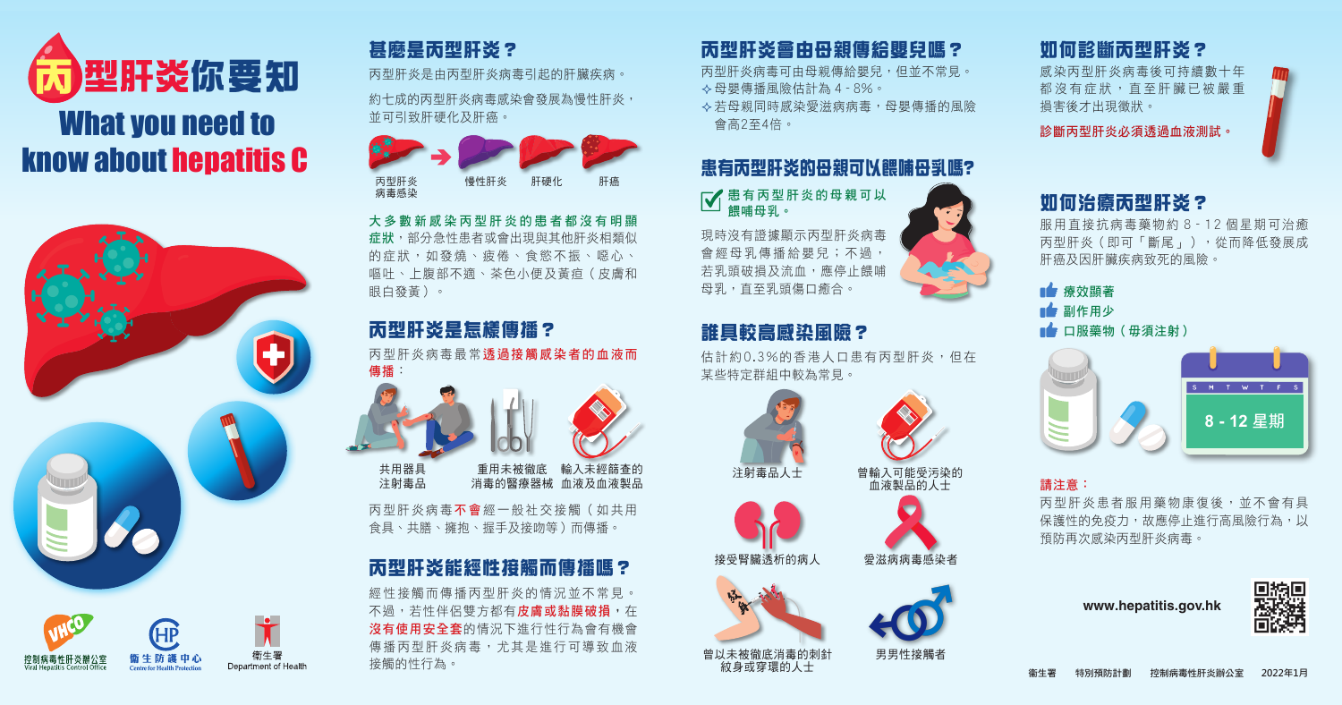# 丙型肝炎你要知

# What you need to know about hepatitis C

控制病毒性肝炎辦公室 Viral Hepatitis Control Office

衞生防護中心 Centre for Health Protection

衞生署 Department of Health

## 甚麼是丙型肝炎？

丙型肝炎是由丙型肝炎病毒引起的肝臟疾病。

約七成的丙型肝炎病毒感染會發展為慢性肝炎，並可引致肝硬化及肝癌。

丙型肝炎病毒感染 → 慢性肝炎 肝硬化 肝癌

**大多數新感染丙型肝炎的患者都沒有明顯症狀**，部分急性患者或會出現與其他肝炎相類似的症狀，如發燒、疲倦、食慾不振、噁心、嘔吐、上腹部不適、茶色小便及黃疸（皮膚和眼白發黃）。

## 丙型肝炎是怎樣傳播？

丙型肝炎病毒最常**透過接觸感染者的血液而傳播**：

- 共用器具注射毒品
- 重用未被徹底消毒的醫療器械
- 輸入未經篩查的血液及血液製品

丙型肝炎病毒**不會**經一般社交接觸（如共用食具、共膳、擁抱、握手及接吻等）而傳播。

## 丙型肝炎能經性接觸而傳播嗎？

經性接觸而傳播丙型肝炎的情況並不常見。不過，若性伴侶雙方都有**皮膚或黏膜破損**，在**沒有使用安全套**的情況下進行性行為會有機會傳播丙型肝炎病毒，尤其是進行可導致血液接觸的性行為。

## 丙型肝炎會由母親傳給嬰兒嗎？

丙型肝炎病毒可由母親傳給嬰兒，但並不常見。

- ✧母嬰傳播風險估計為 4 - 8%。
- ✧若母親同時感染愛滋病病毒，母嬰傳播的風險會高2至4倍。

## 患有丙型肝炎的母親可以餵哺母乳嗎？

☑ **患有丙型肝炎的母親可以餵哺母乳。**

現時沒有證據顯示丙型肝炎病毒會經母乳傳播給嬰兒；不過，若乳頭破損及流血，應停止餵哺母乳，直至乳頭傷口癒合。

## 誰具較高感染風險？

估計約0.3%的香港人口患有丙型肝炎，但在某些特定群組中較為常見。

- 注射毒品人士
- 曾輸入可能受污染的血液製品的人士
- 接受腎臟透析的病人
- 愛滋病病毒感染者
- 曾以未被徹底消毒的刺針紋身或穿環的人士
- 男男性接觸者

## 如何診斷丙型肝炎？

感染丙型肝炎病毒後可持續數十年都沒有症狀，直至肝臟已被嚴重損害後才出現徵狀。

**診斷丙型肝炎必須透過血液測試。**

## 如何治療丙型肝炎？

服用直接抗病毒藥物約 8 - 12 個星期可治癒丙型肝炎（即可「斷尾」），從而降低發展成肝癌及因肝臟疾病致死的風險。

- **療效顯著**
- **副作用少**
- **口服藥物（毋須注射）**

8 - 12 星期

**請注意：**

丙型肝炎患者服用藥物康復後，並不會有具保護性的免疫力，故應停止進行高風險行為，以預防再次感染丙型肝炎病毒。

www.hepatitis.gov.hk

衞生署　特別預防計劃　控制病毒性肝炎辦公室　2022年1月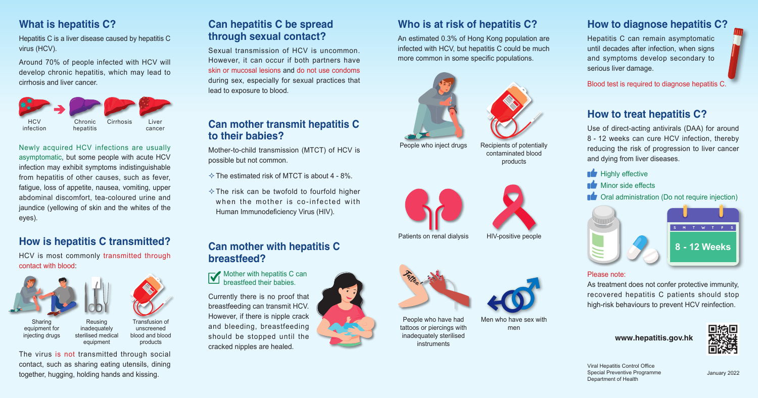## What is hepatitis C?

Hepatitis C is a liver disease caused by hepatitis C virus (HCV).

Around 70% of people infected with HCV will develop chronic hepatitis, which may lead to cirrhosis and liver cancer.

HCV infection → Chronic hepatitis → Cirrhosis → Liver cancer

Newly acquired HCV infections are usually asymptomatic, but some people with acute HCV infection may exhibit symptoms indistinguishable from hepatitis of other causes, such as fever, fatigue, loss of appetite, nausea, vomiting, upper abdominal discomfort, tea-coloured urine and jaundice (yellowing of skin and the whites of the eyes).

## How is hepatitis C transmitted?

HCV is most commonly transmitted through contact with blood:

- Sharing equipment for injecting drugs
- Reusing inadequately sterilised medical equipment
- Transfusion of unscreened blood and blood products

The virus is not transmitted through social contact, such as sharing eating utensils, dining together, hugging, holding hands and kissing.

## Can hepatitis C be spread through sexual contact?

Sexual transmission of HCV is uncommon. However, it can occur if both partners have skin or mucosal lesions and do not use condoms during sex, especially for sexual practices that lead to exposure to blood.

## Can mother transmit hepatitis C to their babies?

Mother-to-child transmission (MTCT) of HCV is possible but not common.

- The estimated risk of MTCT is about 4 - 8%.
- The risk can be twofold to fourfold higher when the mother is co-infected with Human Immunodeficiency Virus (HIV).

## Can mother with hepatitis C breastfeed?

✔ Mother with hepatitis C can breastfeed their babies.

Currently there is no proof that breastfeeding can transmit HCV. However, if there is nipple crack and bleeding, breastfeeding should be stopped until the cracked nipples are healed.

## Who is at risk of hepatitis C?

An estimated 0.3% of Hong Kong population are infected with HCV, but hepatitis C could be much more common in some specific populations.

- People who inject drugs
- Recipients of potentially contaminated blood products
- Patients on renal dialysis
- HIV-positive people
- People who have had tattoos or piercings with inadequately sterilised instruments
- Men who have sex with men

## How to diagnose hepatitis C?

Hepatitis C can remain asymptomatic until decades after infection, when signs and symptoms develop secondary to serious liver damage.

Blood test is required to diagnose hepatitis C.

## How to treat hepatitis C?

Use of direct-acting antivirals (DAA) for around 8 - 12 weeks can cure HCV infection, thereby reducing the risk of progression to liver cancer and dying from liver diseases.

- Highly effective
- Minor side effects
- Oral administration (Do not require injection)

8 - 12 Weeks

Please note:

As treatment does not confer protective immunity, recovered hepatitis C patients should stop high-risk behaviours to prevent HCV reinfection.

**www.hepatitis.gov.hk**

Viral Hepatitis Control Office
Special Preventive Programme
Department of Health

January 2022